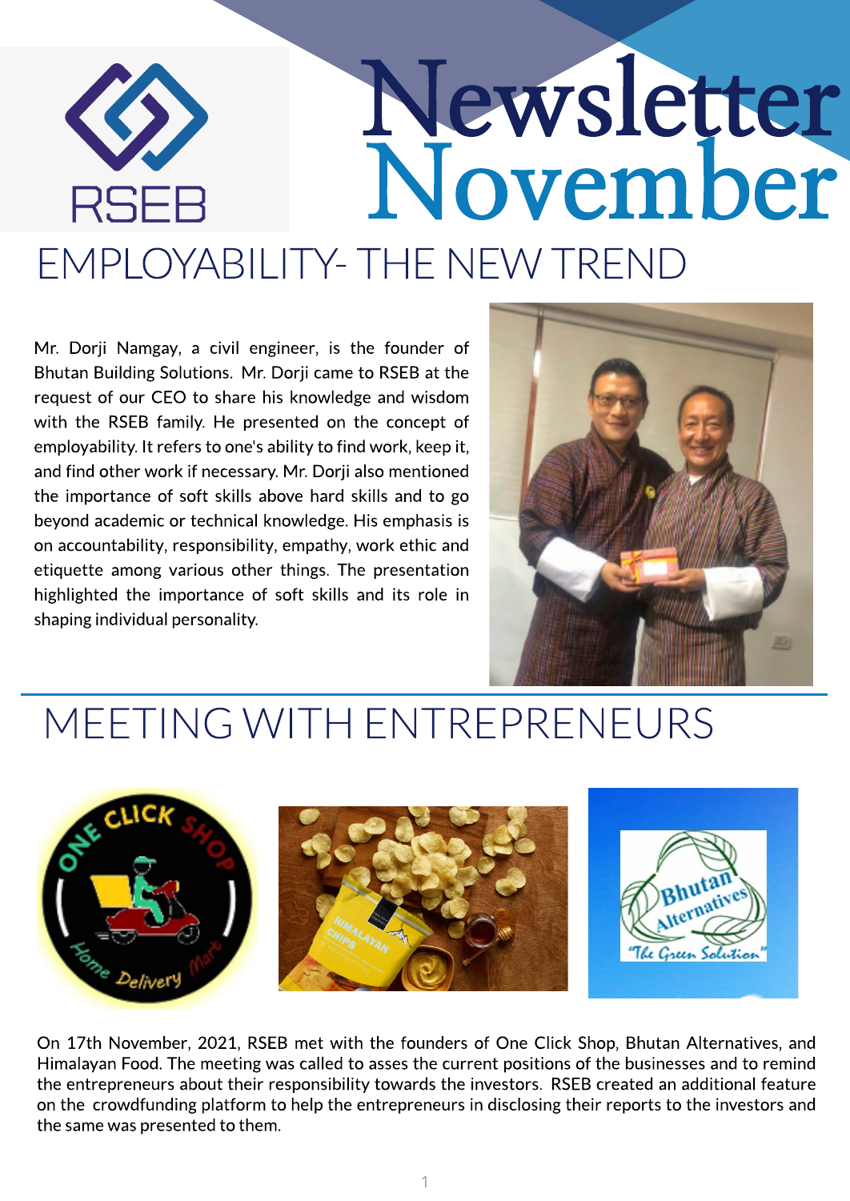# Newsletter November

## EMPLOYABILITY- THE NEW TREND

Mr. Dorji Namgay, a civil engineer, is the founder of Bhutan Building Solutions. Mr. Dorji came to RSEB at the request of our CEO to share his knowledge and wisdom with the RSEB family. He presented on the concept of employability. It refers to one's ability to find work, keep it, and find other work if necessary. Mr. Dorji also mentioned the importance of soft skills above hard skills and to go beyond academic or technical knowledge. His emphasis is on accountability, responsibility, empathy, work ethic and etiquette among various other things. The presentation highlighted the importance of soft skills and its role in shaping individual personality.

## MEETING WITH ENTREPRENEURS

On 17th November, 2021, RSEB met with the founders of One Click Shop, Bhutan Alternatives, and Himalayan Food. The meeting was called to asses the current positions of the businesses and to remind the entrepreneurs about their responsibility towards the investors. RSEB created an additional feature on the crowdfunding platform to help the entrepreneurs in disclosing their reports to the investors and the same was presented to them.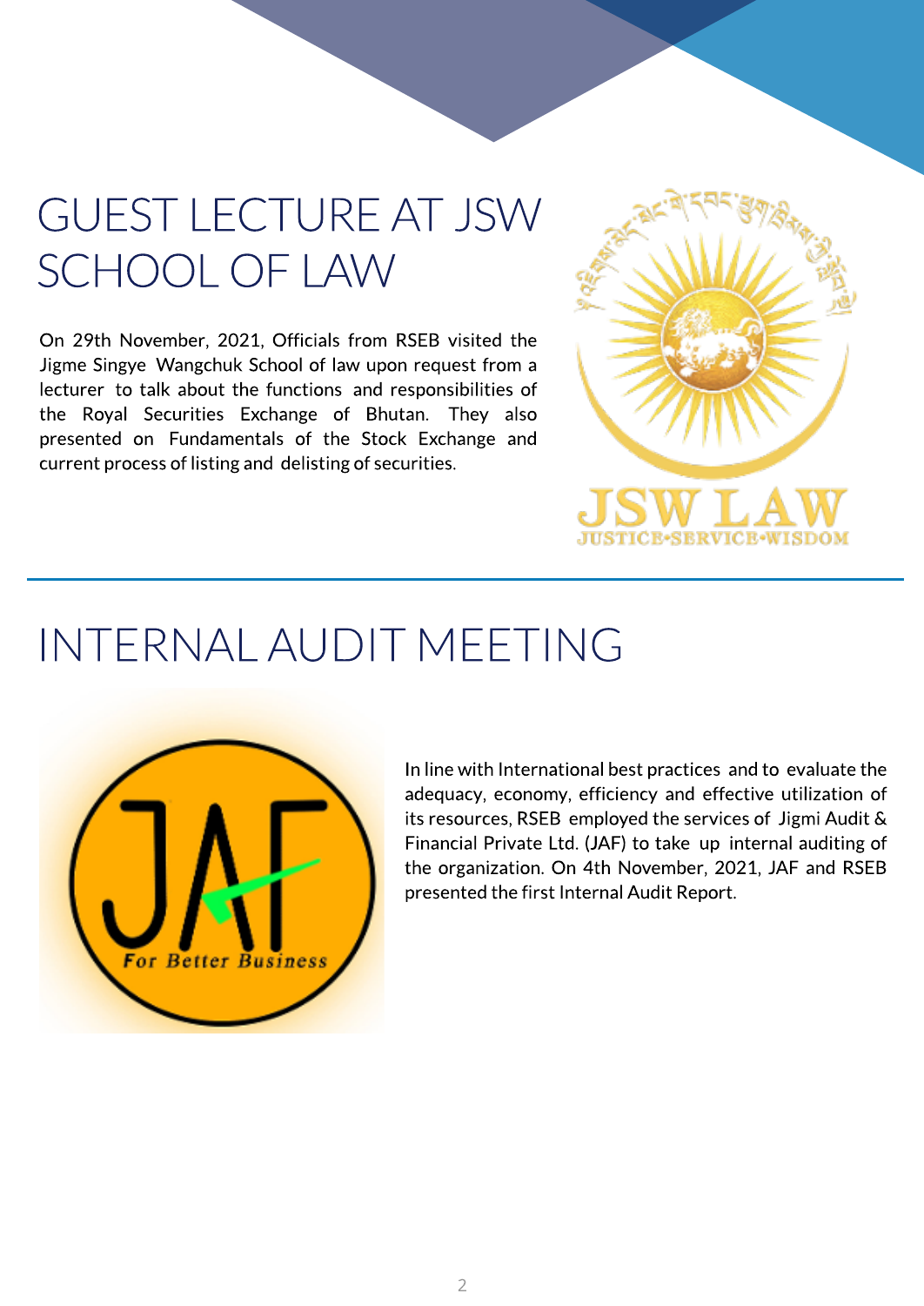# GUEST LECTURE AT JSW SCHOOL OF LAW

On 29th November, 2021, Officials from RSEB visited the Jigme Singye Wangchuk School of law upon request from a lecturer to talk about the functions and responsibilities of the Royal Securities Exchange of Bhutan. They also presented on Fundamentals of the Stock Exchange and current process of listing and delisting of securities.

# INTERNAL AUDIT MEETING

In line with International best practices and to evaluate the adequacy, economy, efficiency and effective utilization of its resources, RSEB employed the services of Jigmi Audit & Financial Private Ltd. (JAF) to take up internal auditing of the organization. On 4th November, 2021, JAF and RSEB presented the first Internal Audit Report.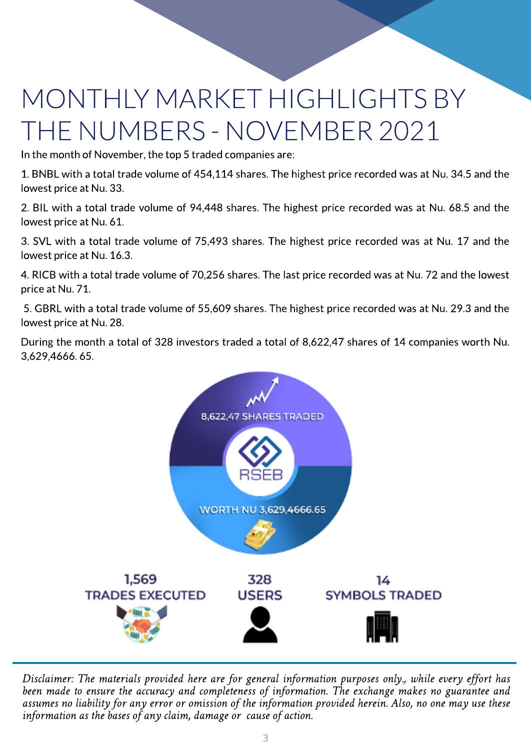# MONTHLY MARKET HIGHLIGHTS BY THE NUMBERS - NOVEMBER 2021

In the month of November, the top 5 traded companies are:

1. BNBL with a total trade volume of 454,114 shares. The highest price recorded was at Nu. 34.5 and the lowest price at Nu. 33.

2. BIL with a total trade volume of 94,448 shares. The highest price recorded was at Nu. 68.5 and the lowest price at Nu. 61.

3. SVL with a total trade volume of 75,493 shares. The highest price recorded was at Nu. 17 and the lowest price at Nu. 16.3.

4. RICB with a total trade volume of 70,256 shares. The last price recorded was at Nu. 72 and the lowest price at Nu. 71.

5. GBRL with a total trade volume of 55,609 shares. The highest price recorded was at Nu. 29.3 and the lowest price at Nu. 28.

During the month a total of 328 investors traded a total of 8,622,47 shares of 14 companies worth Nu. 3,629,4666. 65.

8,622,47 SHARES TRADED

RSEB

WORTH NU 3,629,4666.65

1,569 TRADES EXECUTED

328 USERS

14 SYMBOLS TRADED

*Disclaimer: The materials provided here are for general information purposes only., while every effort has been made to ensure the accuracy and completeness of information. The exchange makes no guarantee and assumes no liability for any error or omission of the information provided herein. Also, no one may use these information as the bases of any claim, damage or cause of action.*